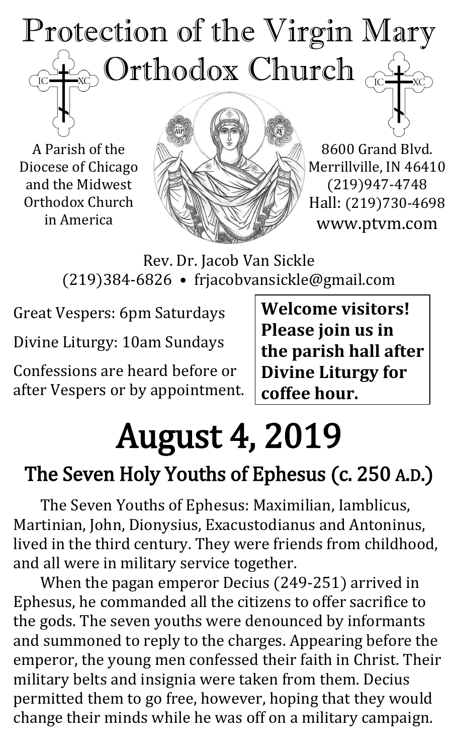# Protection of the Virgin Mary Orthodox Church

A Parish of the Diocese of Chicago and the Midwest Orthodox Church in America

8600 Grand Blvd.
Merrillville, IN 46410
(219)947-4748
Hall: (219)730-4698
www.ptvm.com

Rev. Dr. Jacob Van Sickle
(219)384-6826 • frjacobvansickle@gmail.com

Great Vespers: 6pm Saturdays

Divine Liturgy: 10am Sundays

Confessions are heard before or after Vespers or by appointment.

**Welcome visitors! Please join us in the parish hall after Divine Liturgy for coffee hour.**

# August 4, 2019

## The Seven Holy Youths of Ephesus (c. 250 A.D.)

The Seven Youths of Ephesus: Maximilian, Iamblicus, Martinian, John, Dionysius, Exacustodianus and Antoninus, lived in the third century. They were friends from childhood, and all were in military service together.

When the pagan emperor Decius (249-251) arrived in Ephesus, he commanded all the citizens to offer sacrifice to the gods. The seven youths were denounced by informants and summoned to reply to the charges. Appearing before the emperor, the young men confessed their faith in Christ. Their military belts and insignia were taken from them. Decius permitted them to go free, however, hoping that they would change their minds while he was off on a military campaign.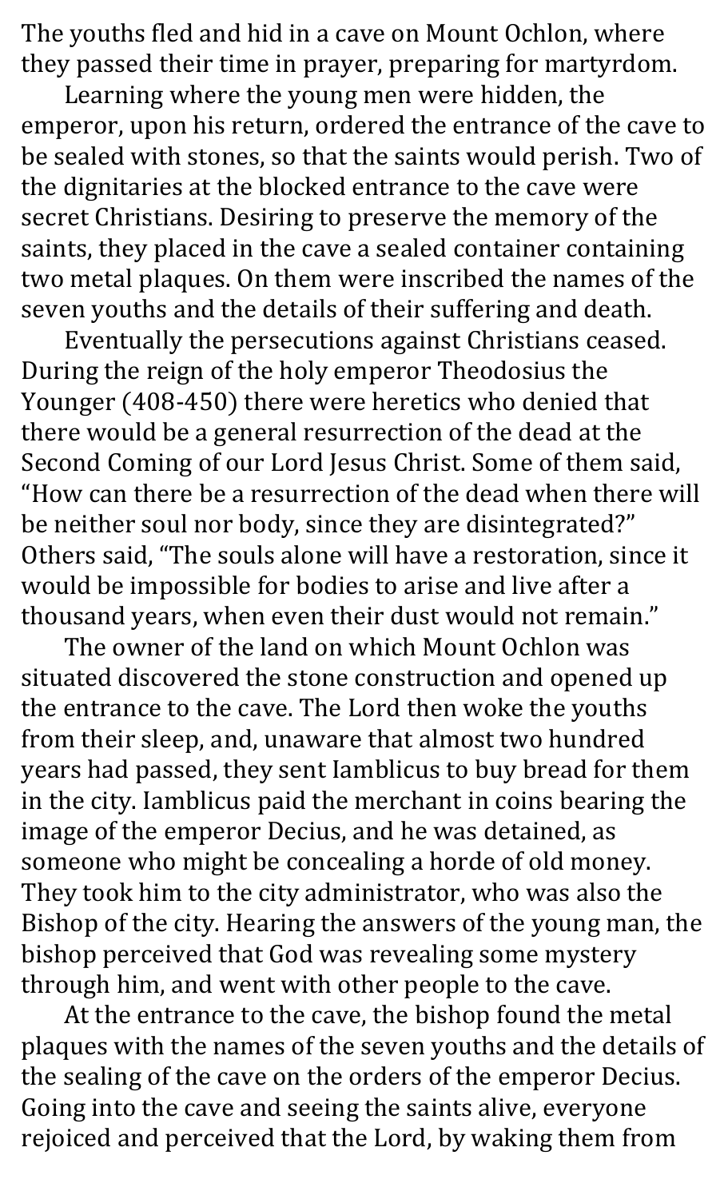The youths fled and hid in a cave on Mount Ochlon, where they passed their time in prayer, preparing for martyrdom.

Learning where the young men were hidden, the emperor, upon his return, ordered the entrance of the cave to be sealed with stones, so that the saints would perish. Two of the dignitaries at the blocked entrance to the cave were secret Christians. Desiring to preserve the memory of the saints, they placed in the cave a sealed container containing two metal plaques. On them were inscribed the names of the seven youths and the details of their suffering and death.

Eventually the persecutions against Christians ceased. During the reign of the holy emperor Theodosius the Younger (408-450) there were heretics who denied that there would be a general resurrection of the dead at the Second Coming of our Lord Jesus Christ. Some of them said, "How can there be a resurrection of the dead when there will be neither soul nor body, since they are disintegrated?" Others said, "The souls alone will have a restoration, since it would be impossible for bodies to arise and live after a thousand years, when even their dust would not remain."

The owner of the land on which Mount Ochlon was situated discovered the stone construction and opened up the entrance to the cave. The Lord then woke the youths from their sleep, and, unaware that almost two hundred years had passed, they sent Iamblicus to buy bread for them in the city. Iamblicus paid the merchant in coins bearing the image of the emperor Decius, and he was detained, as someone who might be concealing a horde of old money. They took him to the city administrator, who was also the Bishop of the city. Hearing the answers of the young man, the bishop perceived that God was revealing some mystery through him, and went with other people to the cave.

At the entrance to the cave, the bishop found the metal plaques with the names of the seven youths and the details of the sealing of the cave on the orders of the emperor Decius. Going into the cave and seeing the saints alive, everyone rejoiced and perceived that the Lord, by waking them from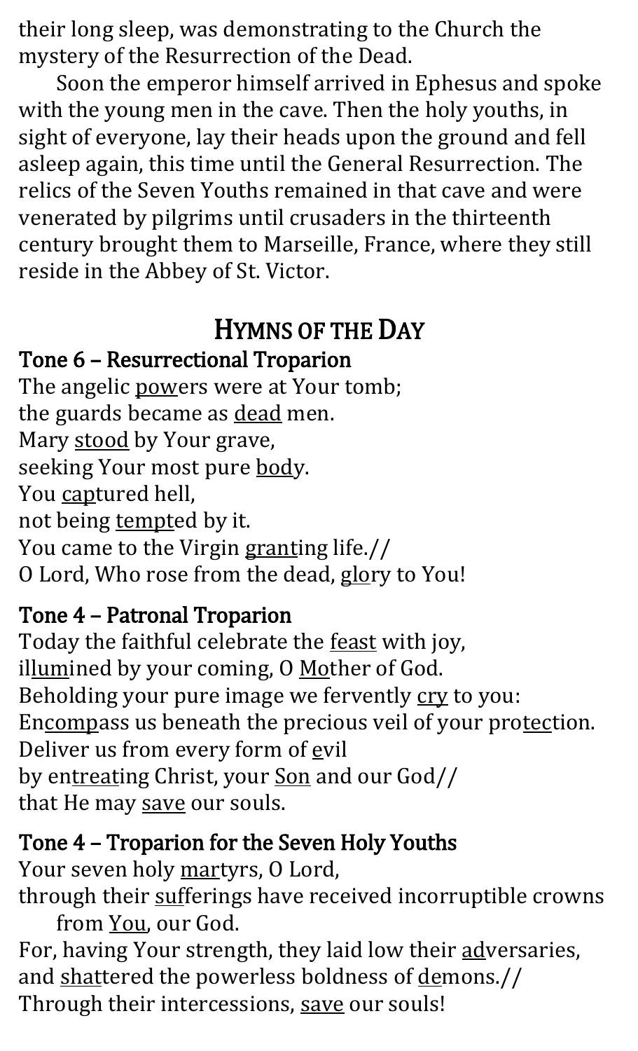their long sleep, was demonstrating to the Church the mystery of the Resurrection of the Dead.

Soon the emperor himself arrived in Ephesus and spoke with the young men in the cave. Then the holy youths, in sight of everyone, lay their heads upon the ground and fell asleep again, this time until the General Resurrection. The relics of the Seven Youths remained in that cave and were venerated by pilgrims until crusaders in the thirteenth century brought them to Marseille, France, where they still reside in the Abbey of St. Victor.

## HYMNS OF THE DAY

### Tone 6 – Resurrectional Troparion

The angelic <u>pow</u>ers were at Your tomb;
the guards became as <u>dead</u> men.
Mary <u>stood</u> by Your grave,
seeking Your most pure <u>bod</u>y.
You <u>cap</u>tured hell,
not being <u>tempt</u>ed by it.
You came to the Virgin <u>grant</u>ing life.//
O Lord, Who rose from the dead, <u>glo</u>ry to You!

### Tone 4 – Patronal Troparion

Today the faithful celebrate the <u>feast</u> with joy,
il<u>lum</u>ined by your coming, O <u>Mo</u>ther of God.
Beholding your pure image we fervently <u>cry</u> to you:
En<u>comp</u>ass us beneath the precious veil of your pro<u>tec</u>tion.
Deliver us from every form of <u>e</u>vil
by en<u>treat</u>ing Christ, your <u>Son</u> and our God//
that He may <u>save</u> our souls.

### Tone 4 – Troparion for the Seven Holy Youths

Your seven holy <u>mar</u>tyrs, O Lord,
through their <u>suf</u>ferings have received incorruptible crowns from <u>You</u>, our God.
For, having Your strength, they laid low their <u>ad</u>versaries,
and <u>shat</u>tered the powerless boldness of <u>de</u>mons.//
Through their intercessions, <u>save</u> our souls!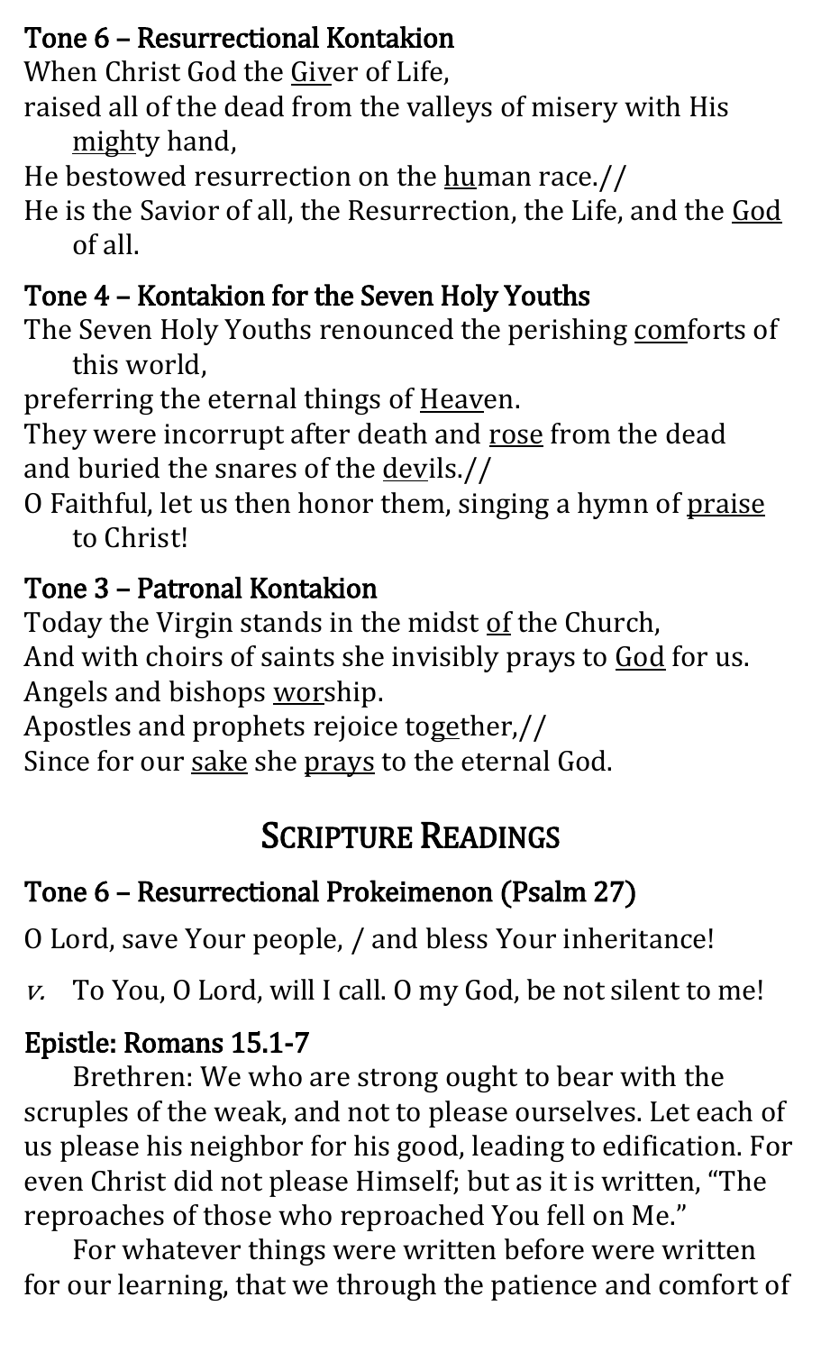### Tone 6 – Resurrectional Kontakion

When Christ God the <u>Giv</u>er of Life,
raised all of the dead from the valleys of misery with His <u>migh</u>ty hand,
He bestowed resurrection on the <u>hu</u>man race.//
He is the Savior of all, the Resurrection, the Life, and the <u>God</u> of all.

### Tone 4 – Kontakion for the Seven Holy Youths

The Seven Holy Youths renounced the perishing <u>com</u>forts of this world,
preferring the eternal things of <u>Heav</u>en.
They were incorrupt after death and <u>rose</u> from the dead
and buried the snares of the <u>dev</u>ils.//
O Faithful, let us then honor them, singing a hymn of <u>praise</u> to Christ!

### Tone 3 – Patronal Kontakion

Today the Virgin stands in the midst <u>of</u> the Church,
And with choirs of saints she invisibly prays to <u>God</u> for us.
Angels and bishops <u>wor</u>ship.
Apostles and prophets rejoice to<u>ge</u>ther,//
Since for our <u>sake</u> she <u>prays</u> to the eternal God.

## Scripture Readings

### Tone 6 – Resurrectional Prokeimenon (Psalm 27)

O Lord, save Your people, / and bless Your inheritance!

*v.* To You, O Lord, will I call. O my God, be not silent to me!

### Epistle: Romans 15.1-7

Brethren: We who are strong ought to bear with the scruples of the weak, and not to please ourselves. Let each of us please his neighbor for his good, leading to edification. For even Christ did not please Himself; but as it is written, “The reproaches of those who reproached You fell on Me.”

For whatever things were written before were written for our learning, that we through the patience and comfort of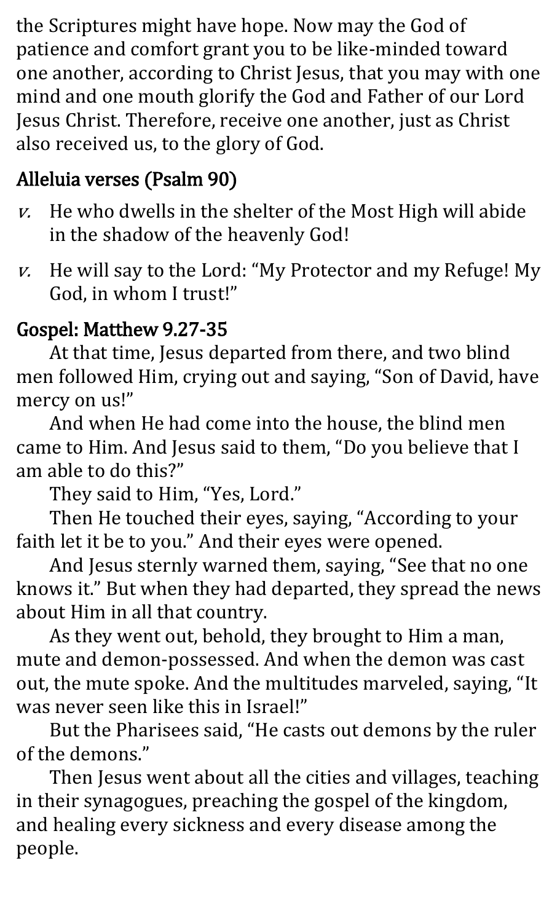the Scriptures might have hope. Now may the God of patience and comfort grant you to be like-minded toward one another, according to Christ Jesus, that you may with one mind and one mouth glorify the God and Father of our Lord Jesus Christ. Therefore, receive one another, just as Christ also received us, to the glory of God.

## Alleluia verses (Psalm 90)

*v.* He who dwells in the shelter of the Most High will abide in the shadow of the heavenly God!

*v.* He will say to the Lord: "My Protector and my Refuge! My God, in whom I trust!"

## Gospel: Matthew 9.27-35

At that time, Jesus departed from there, and two blind men followed Him, crying out and saying, "Son of David, have mercy on us!"

And when He had come into the house, the blind men came to Him. And Jesus said to them, "Do you believe that I am able to do this?"

They said to Him, "Yes, Lord."

Then He touched their eyes, saying, "According to your faith let it be to you." And their eyes were opened.

And Jesus sternly warned them, saying, "See that no one knows it." But when they had departed, they spread the news about Him in all that country.

As they went out, behold, they brought to Him a man, mute and demon-possessed. And when the demon was cast out, the mute spoke. And the multitudes marveled, saying, "It was never seen like this in Israel!"

But the Pharisees said, "He casts out demons by the ruler of the demons."

Then Jesus went about all the cities and villages, teaching in their synagogues, preaching the gospel of the kingdom, and healing every sickness and every disease among the people.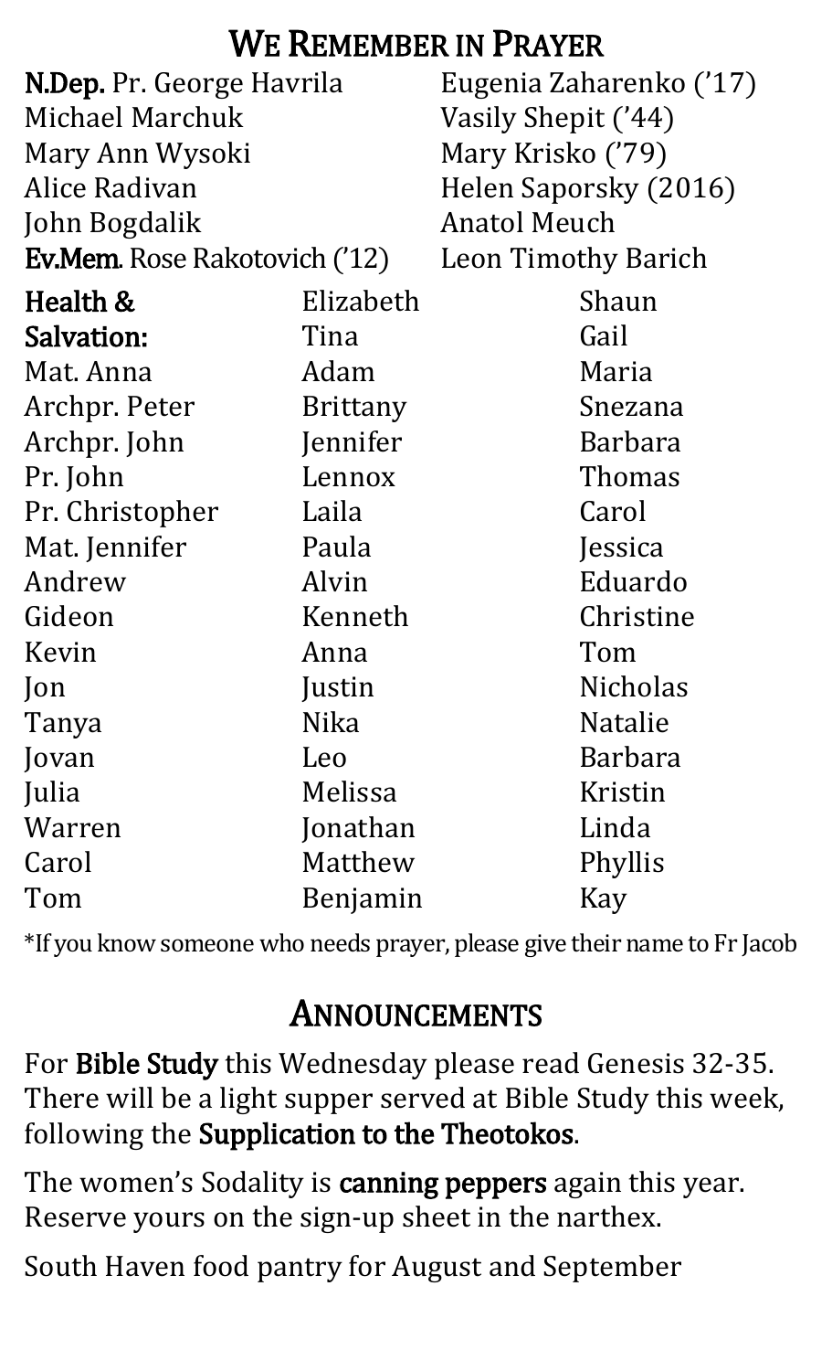## We Remember in Prayer

**N.Dep.** Pr. George Havrila
Michael Marchuk
Mary Ann Wysoki
Alice Radivan
John Bogdalik
**Ev.Mem.** Rose Rakotovich ('12)
Eugenia Zaharenko ('17)
Vasily Shepit ('44)
Mary Krisko ('79)
Helen Saporsky (2016)
Anatol Meuch
Leon Timothy Barich

**Health & Salvation:**
Mat. Anna
Archpr. Peter
Archpr. John
Pr. John
Pr. Christopher
Mat. Jennifer
Andrew
Gideon
Kevin
Jon
Tanya
Jovan
Julia
Warren
Carol
Tom
Elizabeth
Tina
Adam
Brittany
Jennifer
Lennox
Laila
Paula
Alvin
Kenneth
Anna
Justin
Nika
Leo
Melissa
Jonathan
Matthew
Benjamin
Shaun
Gail
Maria
Snezana
Barbara
Thomas
Carol
Jessica
Eduardo
Christine
Tom
Nicholas
Natalie
Barbara
Kristin
Linda
Phyllis
Kay

*If you know someone who needs prayer, please give their name to Fr Jacob

## Announcements

For **Bible Study** this Wednesday please read Genesis 32-35. There will be a light supper served at Bible Study this week, following the **Supplication to the Theotokos**.

The women's Sodality is **canning peppers** again this year. Reserve yours on the sign-up sheet in the narthex.

South Haven food pantry for August and September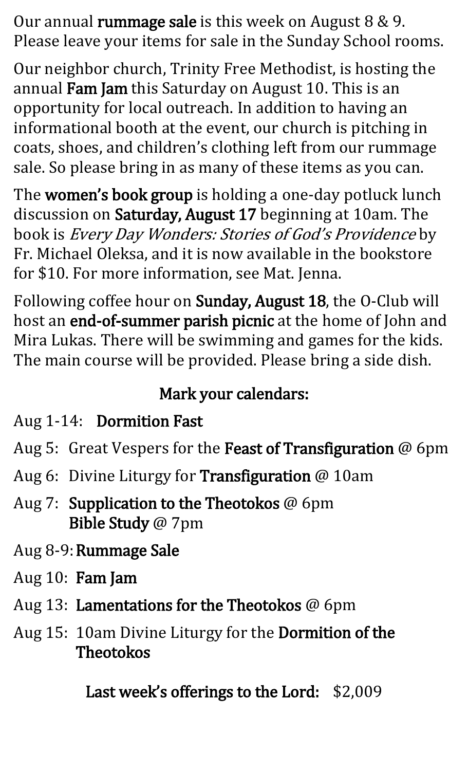Our annual **rummage sale** is this week on August 8 & 9. Please leave your items for sale in the Sunday School rooms.

Our neighbor church, Trinity Free Methodist, is hosting the annual **Fam Jam** this Saturday on August 10. This is an opportunity for local outreach. In addition to having an informational booth at the event, our church is pitching in coats, shoes, and children's clothing left from our rummage sale. So please bring in as many of these items as you can.

The **women's book group** is holding a one-day potluck lunch discussion on **Saturday, August 17** beginning at 10am. The book is *Every Day Wonders: Stories of God's Providence* by Fr. Michael Oleksa, and it is now available in the bookstore for $10. For more information, see Mat. Jenna.

Following coffee hour on **Sunday, August 18**, the O-Club will host an **end-of-summer parish picnic** at the home of John and Mira Lukas. There will be swimming and games for the kids. The main course will be provided. Please bring a side dish.

## Mark your calendars:

- Aug 1-14: **Dormition Fast**
- Aug 5: Great Vespers for the **Feast of Transfiguration** @ 6pm
- Aug 6: Divine Liturgy for **Transfiguration** @ 10am
- Aug 7: **Supplication to the Theotokos** @ 6pm
  **Bible Study** @ 7pm
- Aug 8-9: **Rummage Sale**
- Aug 10: **Fam Jam**
- Aug 13: **Lamentations for the Theotokos** @ 6pm
- Aug 15: 10am Divine Liturgy for the **Dormition of the Theotokos**

**Last week's offerings to the Lord:** $2,009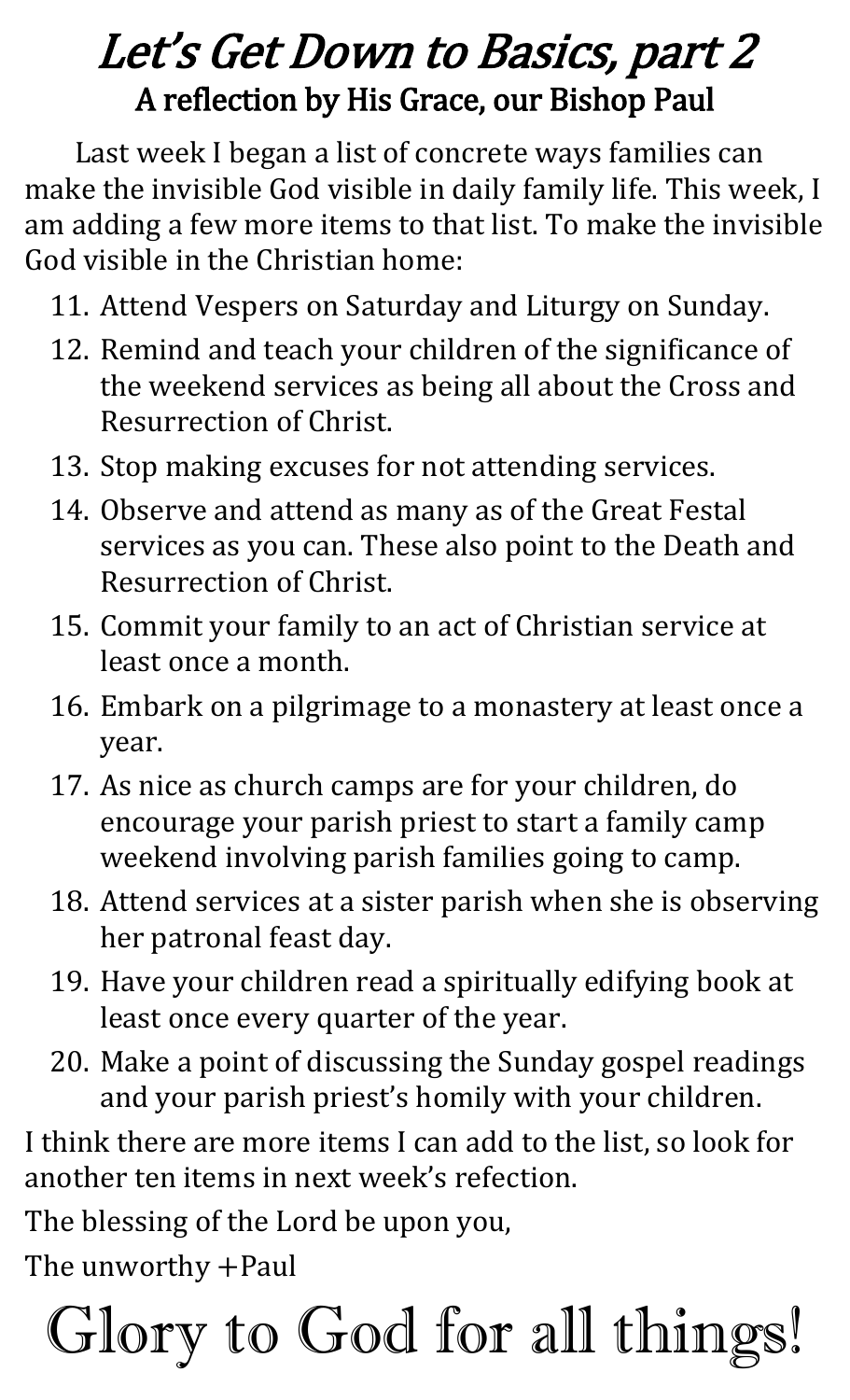# *Let's Get Down to Basics, part 2*

### A reflection by His Grace, our Bishop Paul

Last week I began a list of concrete ways families can make the invisible God visible in daily family life. This week, I am adding a few more items to that list. To make the invisible God visible in the Christian home:

11. Attend Vespers on Saturday and Liturgy on Sunday.
12. Remind and teach your children of the significance of the weekend services as being all about the Cross and Resurrection of Christ.
13. Stop making excuses for not attending services.
14. Observe and attend as many as of the Great Festal services as you can. These also point to the Death and Resurrection of Christ.
15. Commit your family to an act of Christian service at least once a month.
16. Embark on a pilgrimage to a monastery at least once a year.
17. As nice as church camps are for your children, do encourage your parish priest to start a family camp weekend involving parish families going to camp.
18. Attend services at a sister parish when she is observing her patronal feast day.
19. Have your children read a spiritually edifying book at least once every quarter of the year.
20. Make a point of discussing the Sunday gospel readings and your parish priest's homily with your children.

I think there are more items I can add to the list, so look for another ten items in next week's refection.

The blessing of the Lord be upon you,

The unworthy +Paul

# Glory to God for all things!